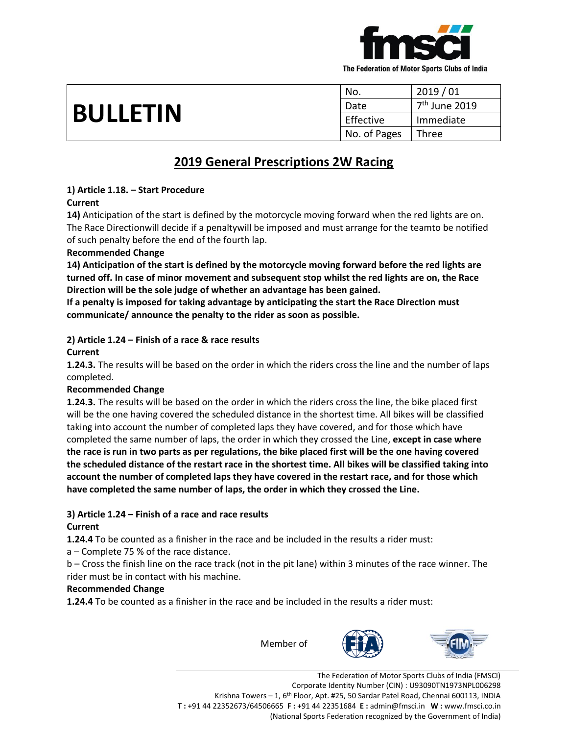The Federation of Motor Sports Clubs of India

# BULLETIN

| No. | 2019 / 01 |
|---|---|
| Date | 7th June 2019 |
| Effective | Immediate |
| No. of Pages | Three |

## 2019 General Prescriptions 2W Racing

**1) Article 1.18. – Start Procedure**

**Current**

**14)** Anticipation of the start is defined by the motorcycle moving forward when the red lights are on. The Race Directionwill decide if a penaltywill be imposed and must arrange for the teamto be notified of such penalty before the end of the fourth lap.

**Recommended Change**

**14) Anticipation of the start is defined by the motorcycle moving forward before the red lights are turned off. In case of minor movement and subsequent stop whilst the red lights are on, the Race Direction will be the sole judge of whether an advantage has been gained.**

**If a penalty is imposed for taking advantage by anticipating the start the Race Direction must communicate/ announce the penalty to the rider as soon as possible.**

**2) Article 1.24 – Finish of a race & race results**

**Current**

**1.24.3.** The results will be based on the order in which the riders cross the line and the number of laps completed.

**Recommended Change**

**1.24.3.** The results will be based on the order in which the riders cross the line, the bike placed first will be the one having covered the scheduled distance in the shortest time. All bikes will be classified taking into account the number of completed laps they have covered, and for those which have completed the same number of laps, the order in which they crossed the Line, **except in case where the race is run in two parts as per regulations, the bike placed first will be the one having covered the scheduled distance of the restart race in the shortest time. All bikes will be classified taking into account the number of completed laps they have covered in the restart race, and for those which have completed the same number of laps, the order in which they crossed the Line.**

**3) Article 1.24 – Finish of a race and race results**

**Current**

**1.24.4** To be counted as a finisher in the race and be included in the results a rider must:

a – Complete 75 % of the race distance.

b – Cross the finish line on the race track (not in the pit lane) within 3 minutes of the race winner. The rider must be in contact with his machine.

**Recommended Change**

**1.24.4** To be counted as a finisher in the race and be included in the results a rider must: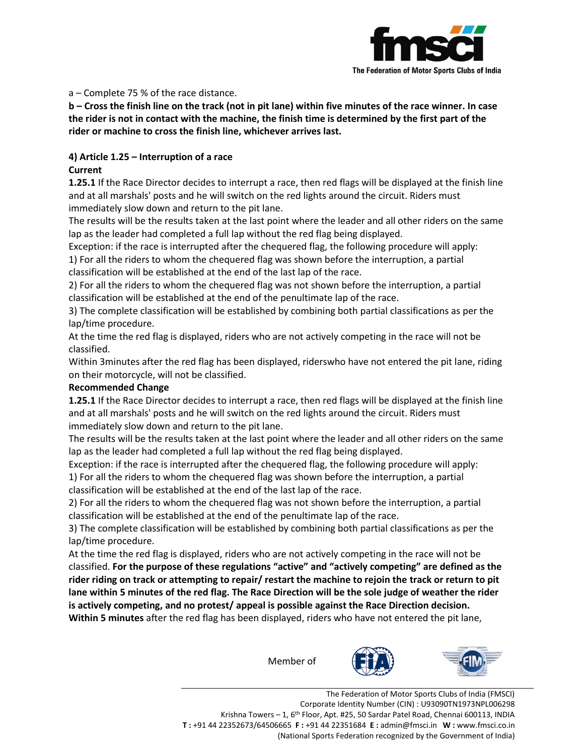a – Complete 75 % of the race distance.

**b – Cross the finish line on the track (not in pit lane) within five minutes of the race winner. In case the rider is not in contact with the machine, the finish time is determined by the first part of the rider or machine to cross the finish line, whichever arrives last.**

**4) Article 1.25 – Interruption of a race**

**Current**

**1.25.1** If the Race Director decides to interrupt a race, then red flags will be displayed at the finish line and at all marshals' posts and he will switch on the red lights around the circuit. Riders must immediately slow down and return to the pit lane.

The results will be the results taken at the last point where the leader and all other riders on the same lap as the leader had completed a full lap without the red flag being displayed.

Exception: if the race is interrupted after the chequered flag, the following procedure will apply:

1) For all the riders to whom the chequered flag was shown before the interruption, a partial classification will be established at the end of the last lap of the race.

2) For all the riders to whom the chequered flag was not shown before the interruption, a partial classification will be established at the end of the penultimate lap of the race.

3) The complete classification will be established by combining both partial classifications as per the lap/time procedure.

At the time the red flag is displayed, riders who are not actively competing in the race will not be classified.

Within 3minutes after the red flag has been displayed, riderswho have not entered the pit lane, riding on their motorcycle, will not be classified.

**Recommended Change**

**1.25.1** If the Race Director decides to interrupt a race, then red flags will be displayed at the finish line and at all marshals' posts and he will switch on the red lights around the circuit. Riders must immediately slow down and return to the pit lane.

The results will be the results taken at the last point where the leader and all other riders on the same lap as the leader had completed a full lap without the red flag being displayed.

Exception: if the race is interrupted after the chequered flag, the following procedure will apply:

1) For all the riders to whom the chequered flag was shown before the interruption, a partial classification will be established at the end of the last lap of the race.

2) For all the riders to whom the chequered flag was not shown before the interruption, a partial classification will be established at the end of the penultimate lap of the race.

3) The complete classification will be established by combining both partial classifications as per the lap/time procedure.

At the time the red flag is displayed, riders who are not actively competing in the race will not be classified. **For the purpose of these regulations "active" and "actively competing" are defined as the rider riding on track or attempting to repair/ restart the machine to rejoin the track or return to pit lane within 5 minutes of the red flag. The Race Direction will be the sole judge of weather the rider is actively competing, and no protest/ appeal is possible against the Race Direction decision.**

**Within 5 minutes** after the red flag has been displayed, riders who have not entered the pit lane,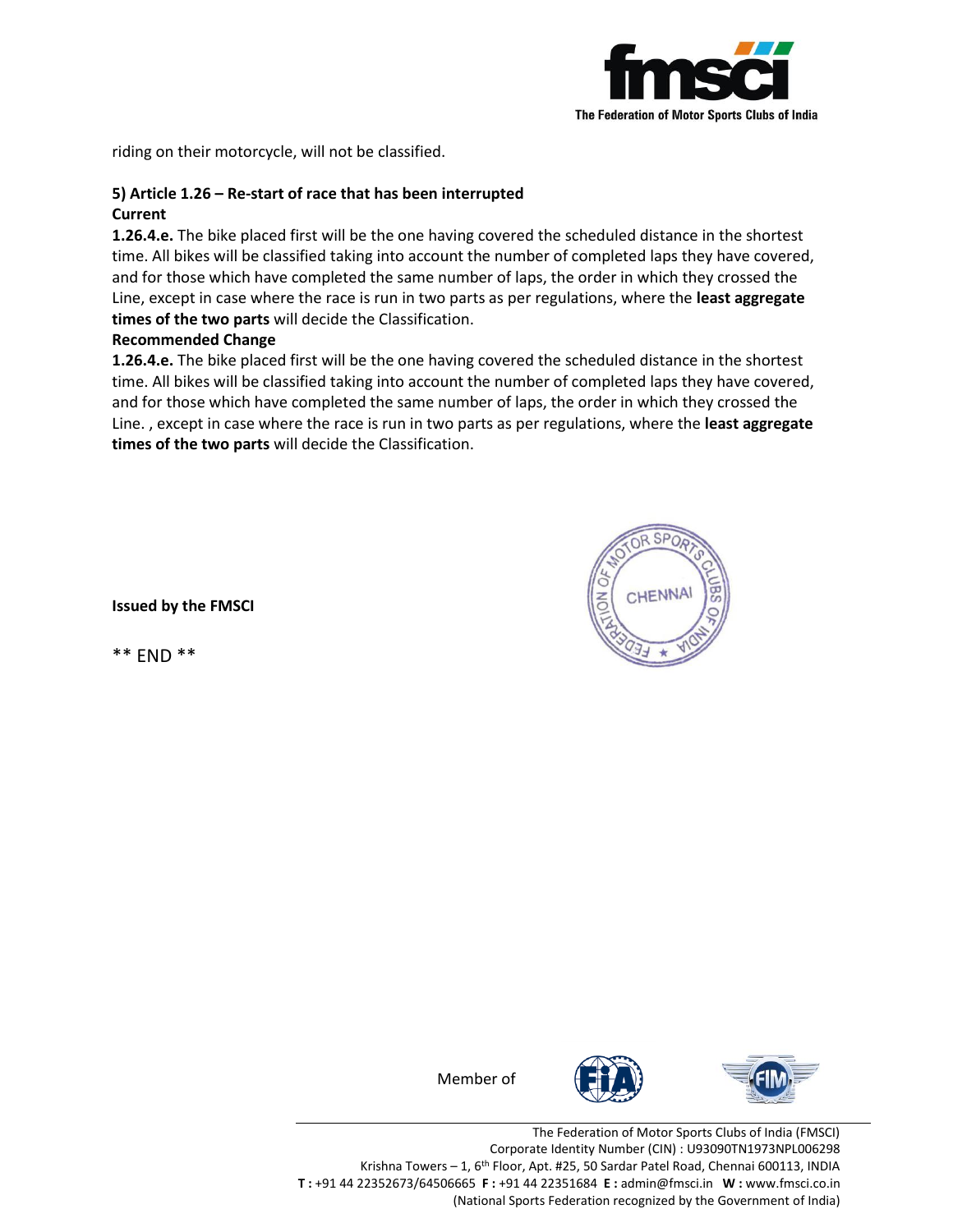riding on their motorcycle, will not be classified.

**5) Article 1.26 – Re-start of race that has been interrupted**

**Current**

**1.26.4.e.** The bike placed first will be the one having covered the scheduled distance in the shortest time. All bikes will be classified taking into account the number of completed laps they have covered, and for those which have completed the same number of laps, the order in which they crossed the Line, except in case where the race is run in two parts as per regulations, where the **least aggregate times of the two parts** will decide the Classification.

**Recommended Change**

**1.26.4.e.** The bike placed first will be the one having covered the scheduled distance in the shortest time. All bikes will be classified taking into account the number of completed laps they have covered, and for those which have completed the same number of laps, the order in which they crossed the Line. , except in case where the race is run in two parts as per regulations, where the **least aggregate times of the two parts** will decide the Classification.

**Issued by the FMSCI**

** END **